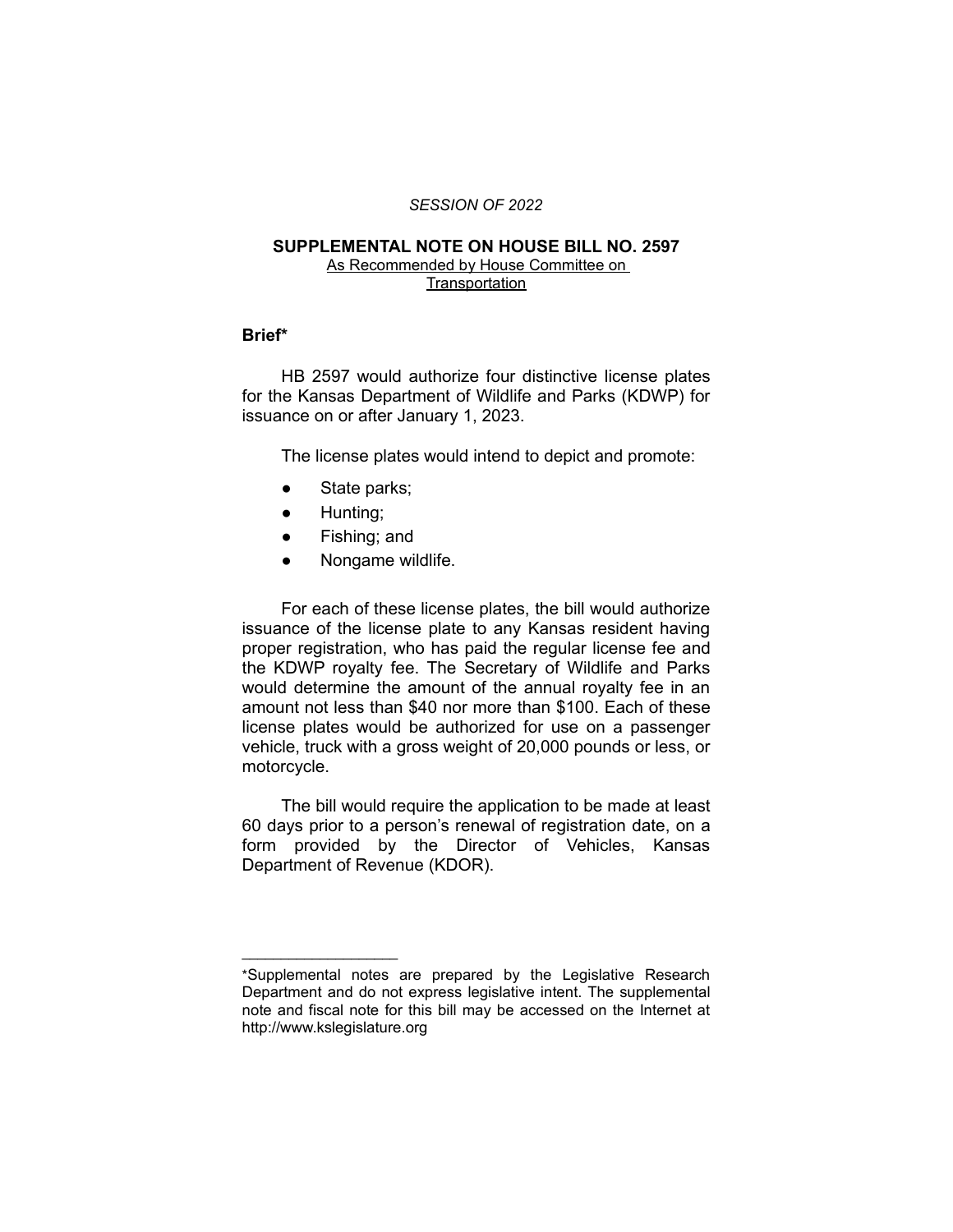*SESSION OF 2022*

## SUPPLEMENTAL NOTE ON HOUSE BILL NO. 2597

As Recommended by House Committee on Transportation

### Brief*

HB 2597 would authorize four distinctive license plates for the Kansas Department of Wildlife and Parks (KDWP) for issuance on or after January 1, 2023.

The license plates would intend to depict and promote:

- State parks;
- Hunting;
- Fishing; and
- Nongame wildlife.

For each of these license plates, the bill would authorize issuance of the license plate to any Kansas resident having proper registration, who has paid the regular license fee and the KDWP royalty fee. The Secretary of Wildlife and Parks would determine the amount of the annual royalty fee in an amount not less than $40 nor more than $100. Each of these license plates would be authorized for use on a passenger vehicle, truck with a gross weight of 20,000 pounds or less, or motorcycle.

The bill would require the application to be made at least 60 days prior to a person's renewal of registration date, on a form provided by the Director of Vehicles, Kansas Department of Revenue (KDOR).

---

*Supplemental notes are prepared by the Legislative Research Department and do not express legislative intent. The supplemental note and fiscal note for this bill may be accessed on the Internet at http://www.kslegislature.org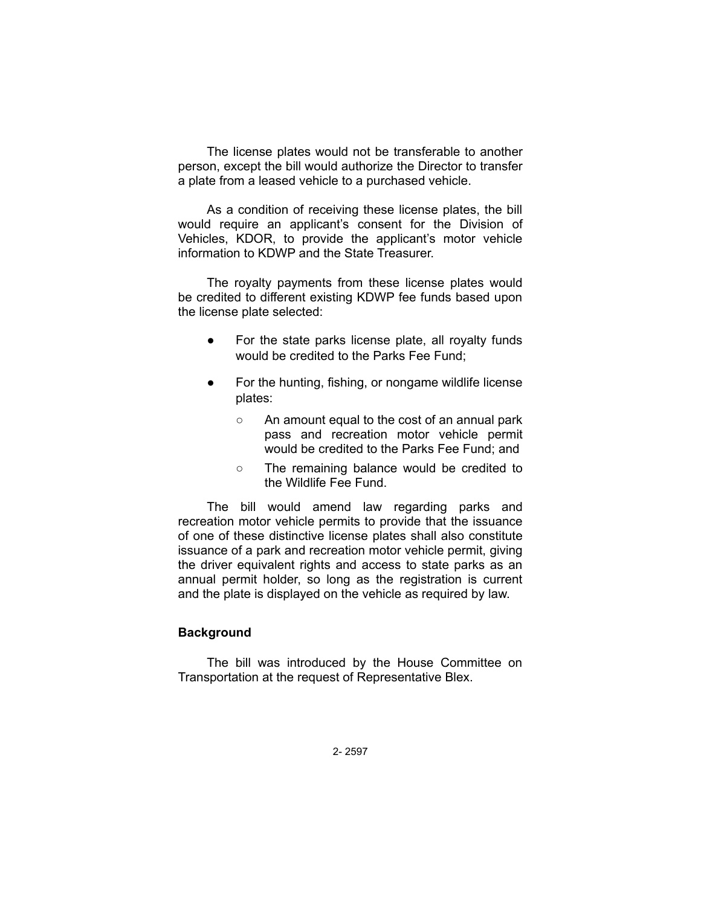The license plates would not be transferable to another person, except the bill would authorize the Director to transfer a plate from a leased vehicle to a purchased vehicle.

As a condition of receiving these license plates, the bill would require an applicant's consent for the Division of Vehicles, KDOR, to provide the applicant's motor vehicle information to KDWP and the State Treasurer.

The royalty payments from these license plates would be credited to different existing KDWP fee funds based upon the license plate selected:

- For the state parks license plate, all royalty funds would be credited to the Parks Fee Fund;
- For the hunting, fishing, or nongame wildlife license plates:
  - An amount equal to the cost of an annual park pass and recreation motor vehicle permit would be credited to the Parks Fee Fund; and
  - The remaining balance would be credited to the Wildlife Fee Fund.

The bill would amend law regarding parks and recreation motor vehicle permits to provide that the issuance of one of these distinctive license plates shall also constitute issuance of a park and recreation motor vehicle permit, giving the driver equivalent rights and access to state parks as an annual permit holder, so long as the registration is current and the plate is displayed on the vehicle as required by law.

**Background**

The bill was introduced by the House Committee on Transportation at the request of Representative Blex.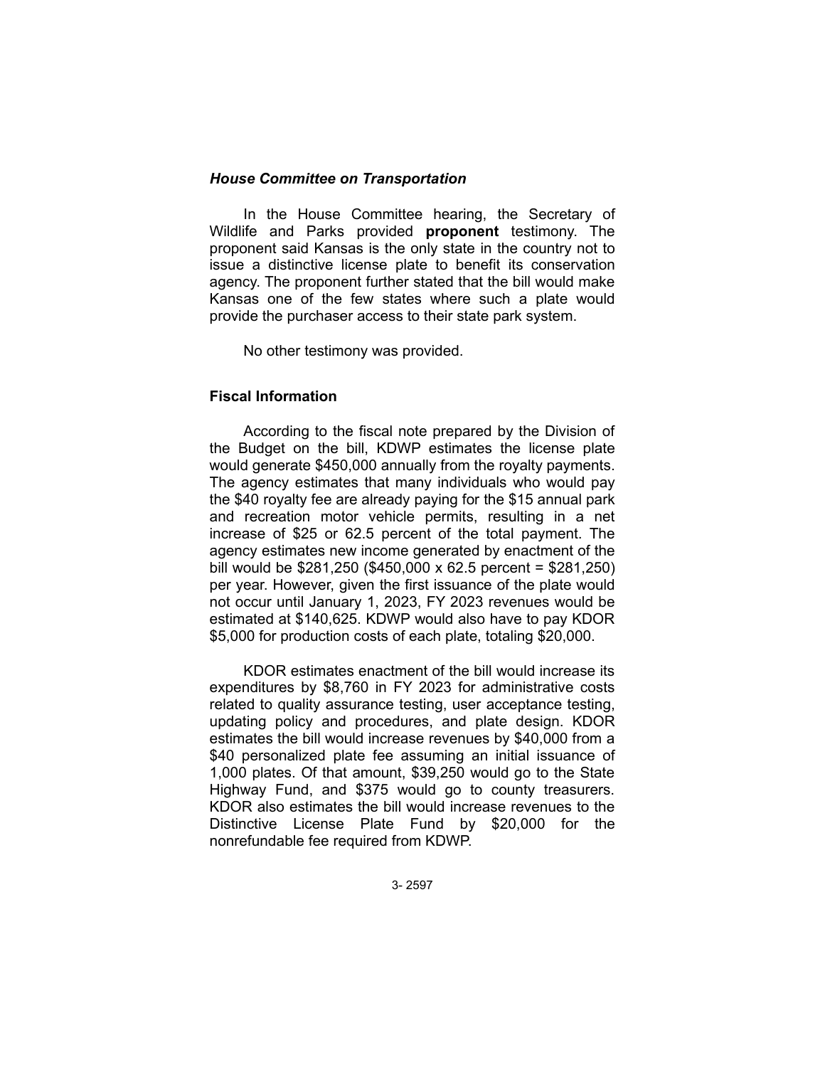### *House Committee on Transportation*

In the House Committee hearing, the Secretary of Wildlife and Parks provided **proponent** testimony. The proponent said Kansas is the only state in the country not to issue a distinctive license plate to benefit its conservation agency. The proponent further stated that the bill would make Kansas one of the few states where such a plate would provide the purchaser access to their state park system.

No other testimony was provided.

## Fiscal Information

According to the fiscal note prepared by the Division of the Budget on the bill, KDWP estimates the license plate would generate $450,000 annually from the royalty payments. The agency estimates that many individuals who would pay the $40 royalty fee are already paying for the $15 annual park and recreation motor vehicle permits, resulting in a net increase of $25 or 62.5 percent of the total payment. The agency estimates new income generated by enactment of the bill would be $281,250 ($450,000 x 62.5 percent = $281,250) per year. However, given the first issuance of the plate would not occur until January 1, 2023, FY 2023 revenues would be estimated at $140,625. KDWP would also have to pay KDOR $5,000 for production costs of each plate, totaling $20,000.

KDOR estimates enactment of the bill would increase its expenditures by $8,760 in FY 2023 for administrative costs related to quality assurance testing, user acceptance testing, updating policy and procedures, and plate design. KDOR estimates the bill would increase revenues by $40,000 from a $40 personalized plate fee assuming an initial issuance of 1,000 plates. Of that amount, $39,250 would go to the State Highway Fund, and $375 would go to county treasurers. KDOR also estimates the bill would increase revenues to the Distinctive License Plate Fund by $20,000 for the nonrefundable fee required from KDWP.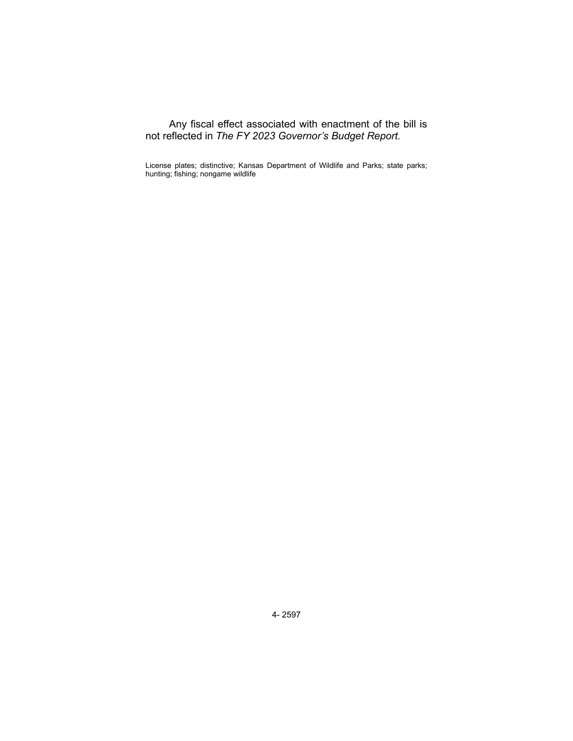Any fiscal effect associated with enactment of the bill is not reflected in *The FY 2023 Governor's Budget Report.*

License plates; distinctive; Kansas Department of Wildlife and Parks; state parks; hunting; fishing; nongame wildlife